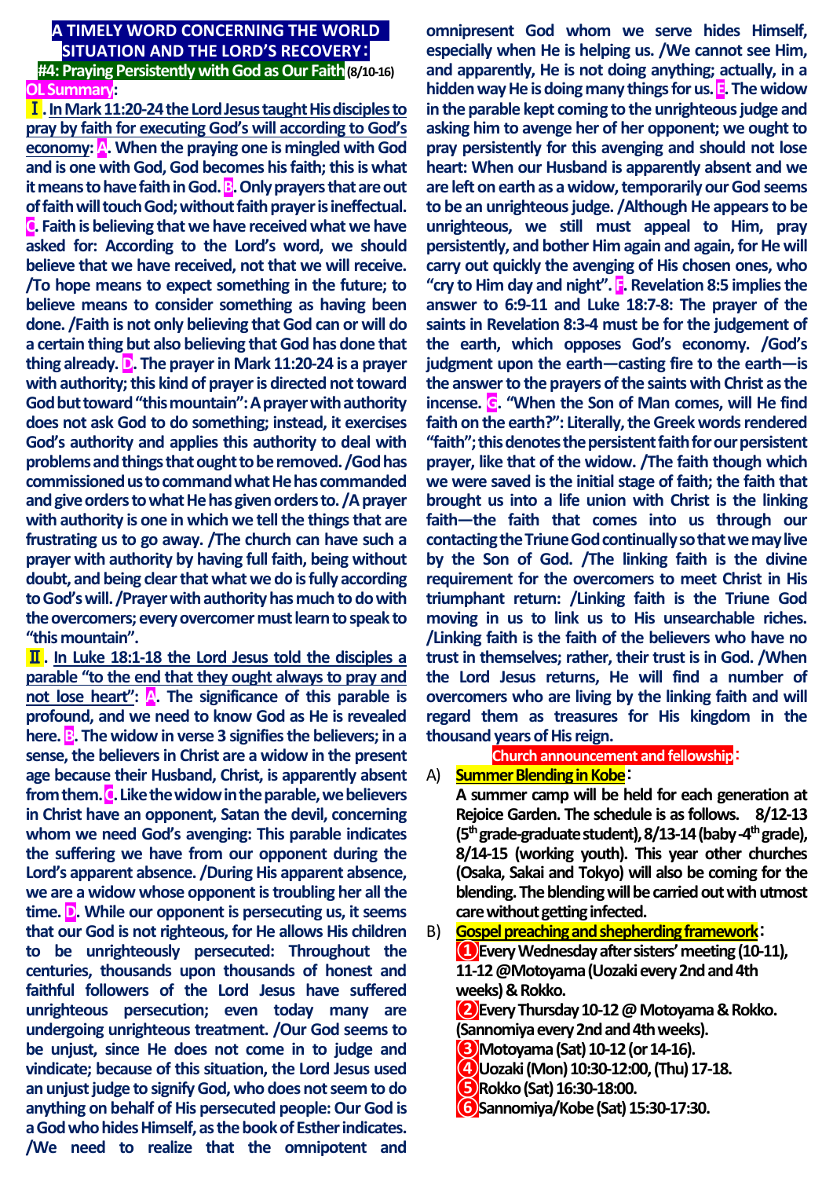# A TIMELY WORD CONCERNING THE WORLD SITUATION AND THE LORD'S RECOVERY：

## #4: Praying Persistently with God as Our Faith (8/10-16)

**OL Summary**:

**Ⅰ. In Mark 11:20-24 the Lord Jesus taught His disciples to pray by faith for executing God's will according to God's economy: A. When the praying one is mingled with God and is one with God, God becomes his faith; this is what it means to have faith in God. B. Only prayers that are out of faith will touch God; without faith prayer is ineffectual. C. Faith is believing that we have received what we have asked for: According to the Lord's word, we should believe that we have received, not that we will receive. /To hope means to expect something in the future; to believe means to consider something as having been done. /Faith is not only believing that God can or will do a certain thing but also believing that God has done that thing already. D. The prayer in Mark 11:20-24 is a prayer with authority; this kind of prayer is directed not toward God but toward "this mountain": A prayer with authority does not ask God to do something; instead, it exercises God's authority and applies this authority to deal with problems and things that ought to be removed. /God has commissioned us to command what He has commanded and give orders to what He has given orders to. /A prayer with authority is one in which we tell the things that are frustrating us to go away. /The church can have such a prayer with authority by having full faith, being without doubt, and being clear that what we do is fully according to God's will. /Prayer with authority has much to do with the overcomers; every overcomer must learn to speak to "this mountain".**

**Ⅱ. In Luke 18:1-18 the Lord Jesus told the disciples a parable "to the end that they ought always to pray and not lose heart": A. The significance of this parable is profound, and we need to know God as He is revealed here. B. The widow in verse 3 signifies the believers; in a sense, the believers in Christ are a widow in the present age because their Husband, Christ, is apparently absent from them. C. Like the widow in the parable, we believers in Christ have an opponent, Satan the devil, concerning whom we need God's avenging: This parable indicates the suffering we have from our opponent during the Lord's apparent absence. /During His apparent absence, we are a widow whose opponent is troubling her all the time. D. While our opponent is persecuting us, it seems that our God is not righteous, for He allows His children to be unrighteously persecuted: Throughout the centuries, thousands upon thousands of honest and faithful followers of the Lord Jesus have suffered unrighteous persecution; even today many are undergoing unrighteous treatment. /Our God seems to be unjust, since He does not come in to judge and vindicate; because of this situation, the Lord Jesus used an unjust judge to signify God, who does not seem to do anything on behalf of His persecuted people: Our God is a God who hides Himself, as the book of Esther indicates. /We need to realize that the omnipotent and omnipresent God whom we serve hides Himself, especially when He is helping us. /We cannot see Him, and apparently, He is not doing anything; actually, in a hidden way He is doing many things for us. E. The widow in the parable kept coming to the unrighteous judge and asking him to avenge her of her opponent; we ought to pray persistently for this avenging and should not lose heart: When our Husband is apparently absent and we are left on earth as a widow, temporarily our God seems to be an unrighteous judge. /Although He appears to be unrighteous, we still must appeal to Him, pray persistently, and bother Him again and again, for He will carry out quickly the avenging of His chosen ones, who "cry to Him day and night". F. Revelation 8:5 implies the answer to 6:9-11 and Luke 18:7-8: The prayer of the saints in Revelation 8:3-4 must be for the judgement of the earth, which opposes God's economy. /God's judgment upon the earth—casting fire to the earth—is the answer to the prayers of the saints with Christ as the incense. G. "When the Son of Man comes, will He find faith on the earth?": Literally, the Greek words rendered "faith"; this denotes the persistent faith for our persistent prayer, like that of the widow. /The faith though which we were saved is the initial stage of faith; the faith that brought us into a life union with Christ is the linking faith—the faith that comes into us through our contacting the Triune God continually so that we may live by the Son of God. /The linking faith is the divine requirement for the overcomers to meet Christ in His triumphant return: /Linking faith is the Triune God moving in us to link us to His unsearchable riches. /Linking faith is the faith of the believers who have no trust in themselves; rather, their trust is in God. /When the Lord Jesus returns, He will find a number of overcomers who are living by the linking faith and will regard them as treasures for His kingdom in the thousand years of His reign.**

**Church announcement and fellowship**:

A) **Summer Blending in Kobe**：
**A summer camp will be held for each generation at Rejoice Garden. The schedule is as follows. 8/12-13 (5th grade-graduate student), 8/13-14 (baby-4th grade), 8/14-15 (working youth). This year other churches (Osaka, Sakai and Tokyo) will also be coming for the blending. The blending will be carried out with utmost care without getting infected.**

B) **Gospel preaching and shepherding framework**：
**❶Every Wednesday after sisters' meeting (10-11), 11-12 @Motoyama (Uozaki every 2nd and 4th weeks) & Rokko.**
**❷Every Thursday 10-12 @ Motoyama & Rokko. (Sannomiya every 2nd and 4th weeks).**
**❸Motoyama (Sat) 10-12 (or 14-16).**
**❹Uozaki (Mon) 10:30-12:00, (Thu) 17-18.**
**❺Rokko (Sat) 16:30-18:00.**
**❻Sannomiya/Kobe (Sat) 15:30-17:30.**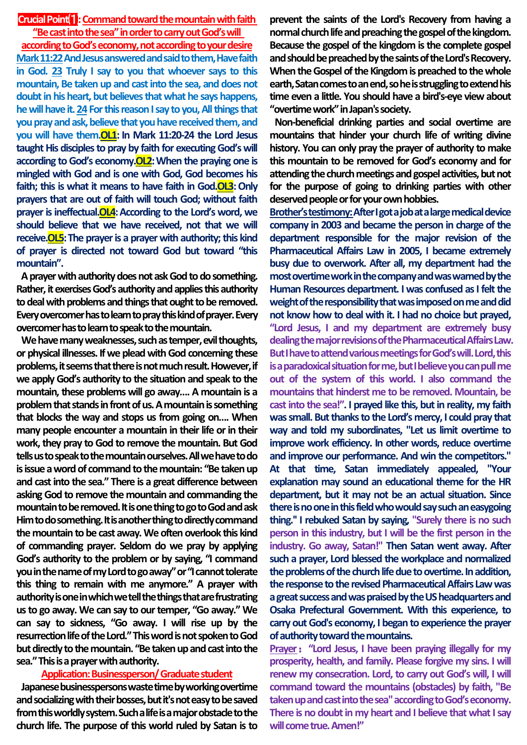## Crucial Point⑴: Command toward the mountain with faith "Be cast into the sea" in order to carry out God's will according to God's economy, not according to your desire

**Mark 11:22 And Jesus answered and said to them, Have faith in God. 23 Truly I say to you that whoever says to this mountain, Be taken up and cast into the sea, and does not doubt in his heart, but believes that what he says happens, he will have it. 24 For this reason I say to you, All things that you pray and ask, believe that you have received them, and you will have them.**

**OL1: In Mark 11:20-24 the Lord Jesus taught His disciples to pray by faith for executing God's will according to God's economy.** **OL2: When the praying one is mingled with God and is one with God, God becomes his faith; this is what it means to have faith in God.** **OL3: Only prayers that are out of faith will touch God; without faith prayer is ineffectual.** **OL4: According to the Lord's word, we should believe that we have received, not that we will receive.** **OL5: The prayer is a prayer with authority; this kind of prayer is directed not toward God but toward "this mountain".**

A prayer with authority does not ask God to do something. Rather, it exercises God's authority and applies this authority to deal with problems and things that ought to be removed. Every overcomer has to learn to pray this kind of prayer. Every overcomer has to learn to speak to the mountain.

We have many weaknesses, such as temper, evil thoughts, or physical illnesses. If we plead with God concerning these problems, it seems that there is not much result. However, if we apply God's authority to the situation and speak to the mountain, these problems will go away.... A mountain is a problem that stands in front of us. A mountain is something that blocks the way and stops us from going on.... When many people encounter a mountain in their life or in their work, they pray to God to remove the mountain. But God tells us to speak to the mountain ourselves. All we have to do is issue a word of command to the mountain: "Be taken up and cast into the sea." There is a great difference between asking God to remove the mountain and commanding the mountain to be removed. It is one thing to go to God and ask Him to do something. It is another thing to directly command the mountain to be cast away. We often overlook this kind of commanding prayer. Seldom do we pray by applying God's authority to the problem or by saying, "I command you in the name of my Lord to go away" or "I cannot tolerate this thing to remain with me anymore." A prayer with authority is one in which we tell the things that are frustrating us to go away. We can say to our temper, "Go away." We can say to sickness, "Go away. I will rise up by the resurrection life of the Lord." This word is not spoken to God but directly to the mountain. "Be taken up and cast into the sea." This is a prayer with authority.

### Application: Businessperson/ Graduate student

Japanese businesspersons waste time by working overtime and socializing with their bosses, but it's not easy to be saved from this worldly system. Such a life is a major obstacle to the church life. The purpose of this world ruled by Satan is to prevent the saints of the Lord's Recovery from having a normal church life and preaching the gospel of the kingdom. Because the gospel of the kingdom is the complete gospel and should be preached by the saints of the Lord's Recovery. When the Gospel of the Kingdom is preached to the whole earth, Satan comes to an end, so he is struggling to extend his time even a little. You should have a bird's-eye view about "overtime work" in Japan's society.

Non-beneficial drinking parties and social overtime are mountains that hinder your church life of writing divine history. You can only pray the prayer of authority to make this mountain to be removed for God's economy and for attending the church meetings and gospel activities, but not for the purpose of going to drinking parties with other deserved people or for your own hobbies.

**Brother's testimony:** After I got a job at a large medical device company in 2003 and became the person in charge of the department responsible for the major revision of the Pharmaceutical Affairs Law in 2005, I became extremely busy due to overwork. After all, my department had the most overtime work in the company and was warned by the Human Resources department. I was confused as I felt the weight of the responsibility that was imposed on me and did not know how to deal with it. I had no choice but prayed, "Lord Jesus, I and my department are extremely busy dealing the major revisions of the Pharmaceutical Affairs Law. But I have to attend various meetings for God's will. Lord, this is a paradoxical situation for me, but I believe you can pull me out of the system of this world. I also command the mountains that hinderst me to be removed. Mountain, be cast into the sea!". I prayed like this, but in reality, my faith was small. But thanks to the Lord's mercy, I could pray that way and told my subordinates, "Let us limit overtime to improve work efficiency. In other words, reduce overtime and improve our performance. And win the competitors." At that time, Satan immediately appealed, "Your explanation may sound an educational theme for the HR department, but it may not be an actual situation. Since there is no one in this field who would say such an easygoing thing." I rebuked Satan by saying, "Surely there is no such person in this industry, but I will be the first person in the industry. Go away, Satan!" Then Satan went away. After such a prayer, Lord blessed the workplace and normalized the problems of the church life due to overtime. In addition, the response to the revised Pharmaceutical Affairs Law was a great success and was praised by the US headquarters and Osaka Prefectural Government. With this experience, to carry out God's economy, I began to experience the prayer of authority toward the mountains.

**Prayer：**"Lord Jesus, I have been praying illegally for my prosperity, health, and family. Please forgive my sins. I will renew my consecration. Lord, to carry out God's will, I will command toward the mountains (obstacles) by faith, "Be taken up and cast into the sea" according to God's economy. There is no doubt in my heart and I believe that what I say will come true. Amen!"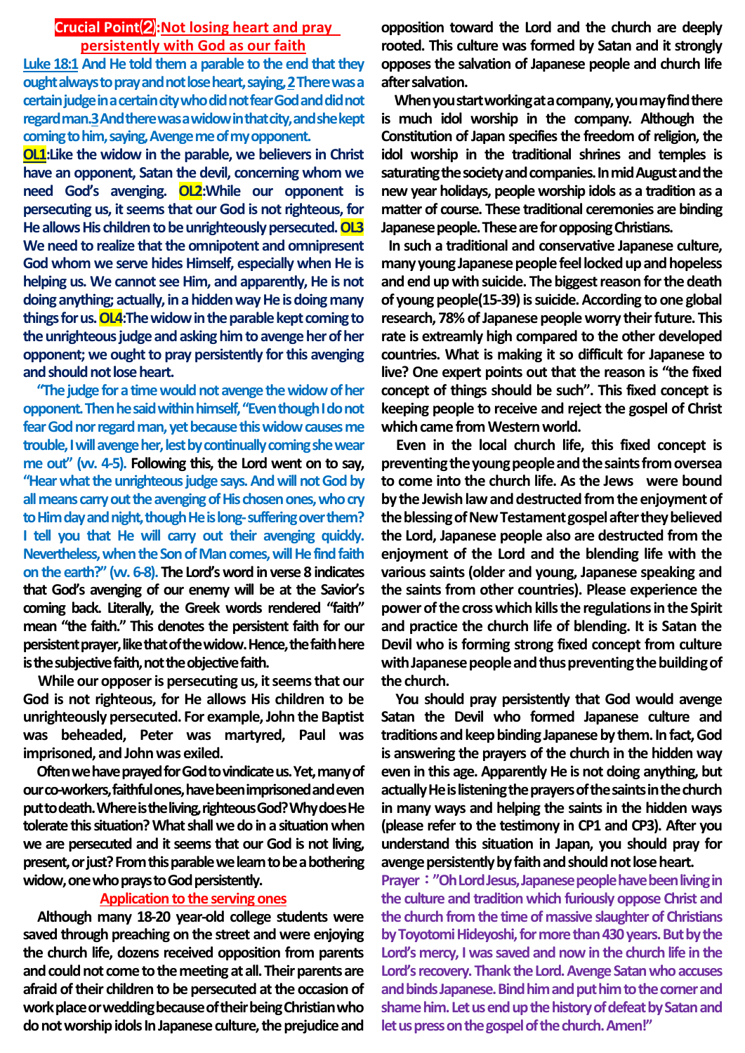## Crucial Point⑵: Not losing heart and pray persistently with God as our faith

**Luke 18:1 And He told them a parable to the end that they ought always to pray and not lose heart, saying, 2 There was a certain judge in a certain city who did not fear God and did not regard man. 3 And there was a widow in that city, and she kept coming to him, saying, Avenge me of my opponent.**

**OL1:** Like the widow in the parable, we believers in Christ have an opponent, Satan the devil, concerning whom we need God's avenging. **OL2:** While our opponent is persecuting us, it seems that our God is not righteous, for He allows His children to be unrighteously persecuted. **OL3** We need to realize that the omnipotent and omnipresent God whom we serve hides Himself, especially when He is helping us. We cannot see Him, and apparently, He is not doing anything; actually, in a hidden way He is doing many things for us. **OL4:** The widow in the parable kept coming to the unrighteous judge and asking him to avenge her of her opponent; we ought to pray persistently for this avenging and should not lose heart.

"The judge for a time would not avenge the widow of her opponent. Then he said within himself, "Even though I do not fear God nor regard man, yet because this widow causes me trouble, I will avenge her, lest by continually coming she wear me out" (vv. 4-5). Following this, the Lord went on to say, "Hear what the unrighteous judge says. And will not God by all means carry out the avenging of His chosen ones, who cry to Him day and night, though He is long-suffering over them? I tell you that He will carry out their avenging quickly. Nevertheless, when the Son of Man comes, will He find faith on the earth?" (vv. 6-8). The Lord's word in verse 8 indicates that God's avenging of our enemy will be at the Savior's coming back. Literally, the Greek words rendered "faith" mean "the faith." This denotes the persistent faith for our persistent prayer, like that of the widow. Hence, the faith here is the subjective faith, not the objective faith.

While our opposer is persecuting us, it seems that our God is not righteous, for He allows His children to be unrighteously persecuted. For example, John the Baptist was beheaded, Peter was martyred, Paul was imprisoned, and John was exiled.

Often we have prayed for God to vindicate us. Yet, many of our co-workers, faithful ones, have been imprisoned and even put to death. Where is the living, righteous God? Why does He tolerate this situation? What shall we do in a situation when we are persecuted and it seems that our God is not living, present, or just? From this parable we learn to be a bothering widow, one who prays to God persistently.

### Application to the serving ones

Although many 18-20 year-old college students were saved through preaching on the street and were enjoying the church life, dozens received opposition from parents and could not come to the meeting at all. Their parents are afraid of their children to be persecuted at the occasion of work place or wedding because of their being Christian who do not worship idols In Japanese culture, the prejudice and opposition toward the Lord and the church are deeply rooted. This culture was formed by Satan and it strongly opposes the salvation of Japanese people and church life after salvation.

When you start working at a company, you may find there is much idol worship in the company. Although the Constitution of Japan specifies the freedom of religion, the idol worship in the traditional shrines and temples is saturating the society and companies. In mid August and the new year holidays, people worship idols as a tradition as a matter of course. These traditional ceremonies are binding Japanese people. These are for opposing Christians.

In such a traditional and conservative Japanese culture, many young Japanese people feel locked up and hopeless and end up with suicide. The biggest reason for the death of young people(15-39) is suicide. According to one global research, 78% of Japanese people worry their future. This rate is extreamly high compared to the other developed countries. What is making it so difficult for Japanese to live? One expert points out that the reason is "the fixed concept of things should be such". This fixed concept is keeping people to receive and reject the gospel of Christ which came from Western world.

Even in the local church life, this fixed concept is preventing the young people and the saints from oversea to come into the church life. As the Jews were bound by the Jewish law and destructed from the enjoyment of the blessing of New Testament gospel after they believed the Lord, Japanese people also are destructed from the enjoyment of the Lord and the blending life with the various saints (older and young, Japanese speaking and the saints from other countries). Please experience the power of the cross which kills the regulations in the Spirit and practice the church life of blending. It is Satan the Devil who is forming strong fixed concept from culture with Japanese people and thus preventing the building of the church.

You should pray persistently that God would avenge Satan the Devil who formed Japanese culture and traditions and keep binding Japanese by them. In fact, God is answering the prayers of the church in the hidden way even in this age. Apparently He is not doing anything, but actually He is listening the prayers of the saints in the church in many ways and helping the saints in the hidden ways (please refer to the testimony in CP1 and CP3). After you understand this situation in Japan, you should pray for avenge persistently by faith and should not lose heart.

**Prayer："Oh Lord Jesus, Japanese people have been living in the culture and tradition which furiously oppose Christ and the church from the time of massive slaughter of Christians by Toyotomi Hideyoshi, for more than 430 years. But by the Lord's mercy, I was saved and now in the church life in the Lord's recovery. Thank the Lord. Avenge Satan who accuses and binds Japanese. Bind him and put him to the corner and shame him. Let us end up the history of defeat by Satan and let us press on the gospel of the church. Amen!"**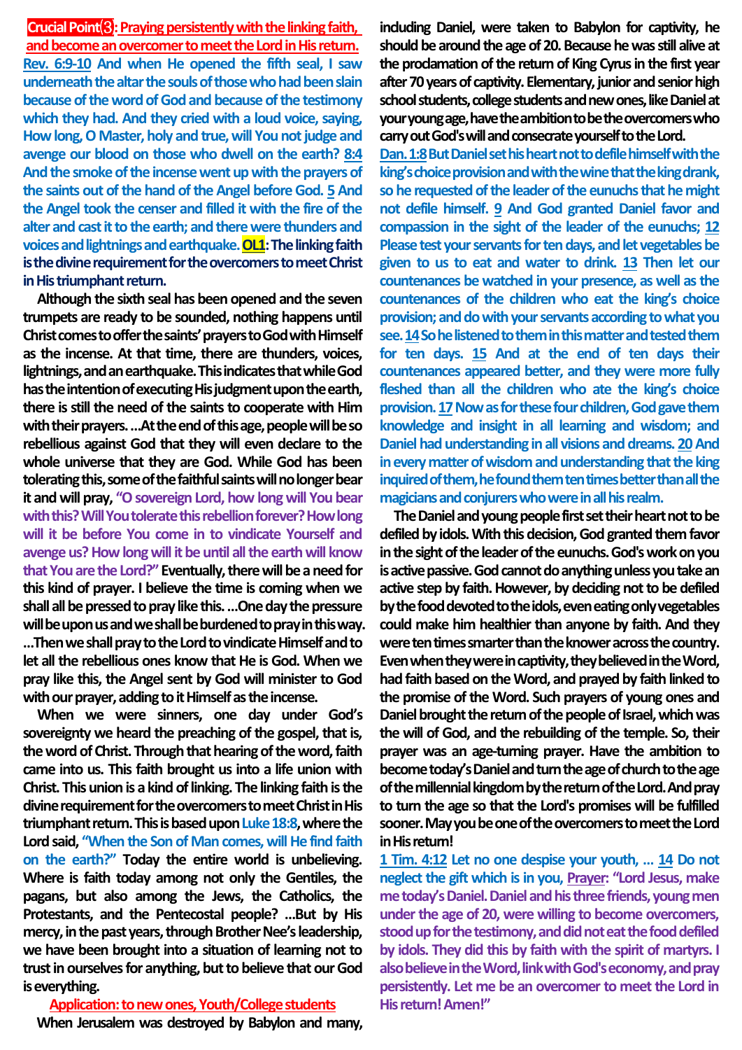**Crucial Point③: Praying persistently with the linking faith, and become an overcomer to meet the Lord in His return.**

**Rev. 6:9-10 And when He opened the fifth seal, I saw underneath the altar the souls of those who had been slain because of the word of God and because of the testimony which they had. And they cried with a loud voice, saying, How long, O Master, holy and true, will You not judge and avenge our blood on those who dwell on the earth? 8:4 And the smoke of the incense went up with the prayers of the saints out of the hand of the Angel before God. 5 And the Angel took the censer and filled it with the fire of the alter and cast it to the earth; and there were thunders and voices and lightnings and earthquake. OL1: The linking faith is the divine requirement for the overcomers to meet Christ in His triumphant return.**

Although the sixth seal has been opened and the seven trumpets are ready to be sounded, nothing happens until Christ comes to offer the saints' prayers to God with Himself as the incense. At that time, there are thunders, voices, lightnings, and an earthquake. This indicates that while God has the intention of executing His judgment upon the earth, there is still the need of the saints to cooperate with Him with their prayers. …At the end of this age, people will be so rebellious against God that they will even declare to the whole universe that they are God. While God has been tolerating this, some of the faithful saints will no longer bear it and will pray, **"O sovereign Lord, how long will You bear with this? Will You tolerate this rebellion forever? How long will it be before You come in to vindicate Yourself and avenge us? How long will it be until all the earth will know that You are the Lord?"** Eventually, there will be a need for this kind of prayer. I believe the time is coming when we shall all be pressed to pray like this. …One day the pressure will be upon us and we shall be burdened to pray in this way. …Then we shall pray to the Lord to vindicate Himself and to let all the rebellious ones know that He is God. When we pray like this, the Angel sent by God will minister to God with our prayer, adding to it Himself as the incense.

When we were sinners, one day under God's sovereignty we heard the preaching of the gospel, that is, the word of Christ. Through that hearing of the word, faith came into us. This faith brought us into a life union with Christ. This union is a kind of linking. The linking faith is the divine requirement for the overcomers to meet Christ in His triumphant return. This is based upon Luke 18:8, where the Lord said, **"When the Son of Man comes, will He find faith on the earth?"** Today the entire world is unbelieving. Where is faith today among not only the Gentiles, the pagans, but also among the Jews, the Catholics, the Protestants, and the Pentecostal people? …But by His mercy, in the past years, through Brother Nee's leadership, we have been brought into a situation of learning not to trust in ourselves for anything, but to believe that our God is everything.

**Application: to new ones, Youth/College students**

When Jerusalem was destroyed by Babylon and many, including Daniel, were taken to Babylon for captivity, he should be around the age of 20. Because he was still alive at the proclamation of the return of King Cyrus in the first year after 70 years of captivity. Elementary, junior and senior high school students, college students and new ones, like Daniel at your young age, have the ambition to be the overcomers who carry out God's will and consecrate yourself to the Lord.

**Dan. 1:8 But Daniel set his heart not to defile himself with the king's choice provision and with the wine that the king drank, so he requested of the leader of the eunuchs that he might not defile himself. 9 And God granted Daniel favor and compassion in the sight of the leader of the eunuchs; 12 Please test your servants for ten days, and let vegetables be given to us to eat and water to drink. 13 Then let our countenances be watched in your presence, as well as the countenances of the children who eat the king's choice provision; and do with your servants according to what you see. 14 So he listened to them in this matter and tested them for ten days. 15 And at the end of ten days their countenances appeared better, and they were more fully fleshed than all the children who ate the king's choice provision. 17 Now as for these four children, God gave them knowledge and insight in all learning and wisdom; and Daniel had understanding in all visions and dreams. 20 And in every matter of wisdom and understanding that the king inquired of them, he found them ten times better than all the magicians and conjurers who were in all his realm.**

The Daniel and young people first set their heart not to be defiled by idols. With this decision, God granted them favor in the sight of the leader of the eunuchs. God's work on you is active passive. God cannot do anything unless you take an active step by faith. However, by deciding not to be defiled by the food devoted to the idols, even eating only vegetables could make him healthier than anyone by faith. And they were ten times smarter than the knower across the country. Even when they were in captivity, they believed in the Word, had faith based on the Word, and prayed by faith linked to the promise of the Word. Such prayers of young ones and Daniel brought the return of the people of Israel, which was the will of God, and the rebuilding of the temple. So, their prayer was an age-turning prayer. Have the ambition to become today's Daniel and turn the age of church to the age of the millennial kingdom by the return of the Lord. And pray to turn the age so that the Lord's promises will be fulfilled sooner. May you be one of the overcomers to meet the Lord in His return!

**1 Tim. 4:12 Let no one despise your youth, … 14 Do not neglect the gift which is in you, Prayer: "Lord Jesus, make me today's Daniel. Daniel and his three friends, young men under the age of 20, were willing to become overcomers, stood up for the testimony, and did not eat the food defiled by idols. They did this by faith with the spirit of martyrs. I also believe in the Word, link with God's economy, and pray persistently. Let me be an overcomer to meet the Lord in His return! Amen!"**